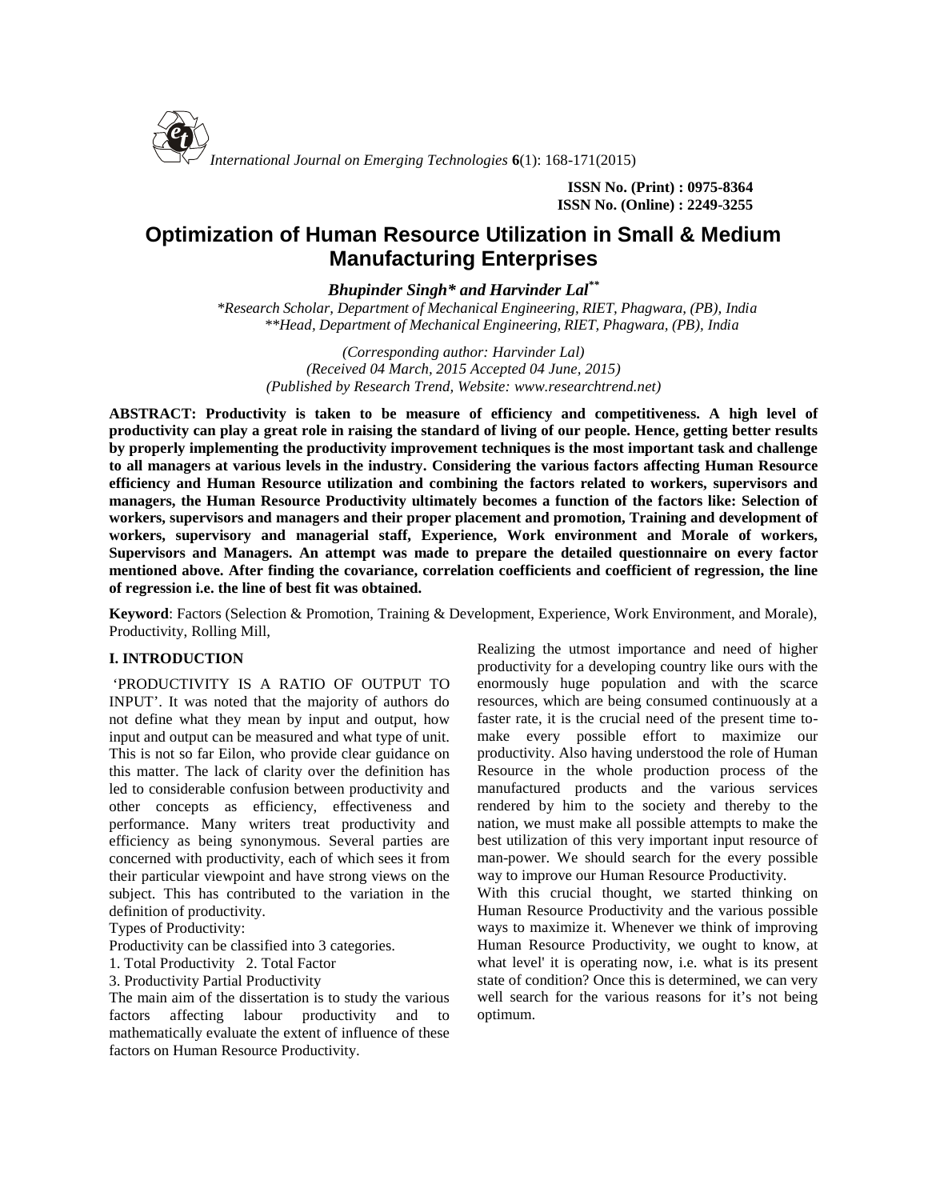ISSN No. (Print) : 0975-8364
ISSN No. (Online) : 2249-3255

# Optimization of Human Resource Utilization in Small & Medium Manufacturing Enterprises

***Bhupinder Singh\* and Harvinder Lal\*\****

*\*Research Scholar, Department of Mechanical Engineering, RIET, Phagwara, (PB), India*
*\*\*Head, Department of Mechanical Engineering, RIET, Phagwara, (PB), India*

*(Corresponding author: Harvinder Lal)*
*(Received 04 March, 2015 Accepted 04 June, 2015)*
*(Published by Research Trend, Website: www.researchtrend.net)*

**ABSTRACT: Productivity is taken to be measure of efficiency and competitiveness. A high level of productivity can play a great role in raising the standard of living of our people. Hence, getting better results by properly implementing the productivity improvement techniques is the most important task and challenge to all managers at various levels in the industry. Considering the various factors affecting Human Resource efficiency and Human Resource utilization and combining the factors related to workers, supervisors and managers, the Human Resource Productivity ultimately becomes a function of the factors like: Selection of workers, supervisors and managers and their proper placement and promotion, Training and development of workers, supervisory and managerial staff, Experience, Work environment and Morale of workers, Supervisors and Managers. An attempt was made to prepare the detailed questionnaire on every factor mentioned above. After finding the covariance, correlation coefficients and coefficient of regression, the line of regression i.e. the line of best fit was obtained.**

**Keyword**: Factors (Selection & Promotion, Training & Development, Experience, Work Environment, and Morale), Productivity, Rolling Mill,

## I. INTRODUCTION

'PRODUCTIVITY IS A RATIO OF OUTPUT TO INPUT'. It was noted that the majority of authors do not define what they mean by input and output, how input and output can be measured and what type of unit. This is not so far Eilon, who provide clear guidance on this matter. The lack of clarity over the definition has led to considerable confusion between productivity and other concepts as efficiency, effectiveness and performance. Many writers treat productivity and efficiency as being synonymous. Several parties are concerned with productivity, each of which sees it from their particular viewpoint and have strong views on the subject. This has contributed to the variation in the definition of productivity.

Types of Productivity:

Productivity can be classified into 3 categories.

1. Total Productivity 2. Total Factor

3. Productivity Partial Productivity

The main aim of the dissertation is to study the various factors affecting labour productivity and to mathematically evaluate the extent of influence of these factors on Human Resource Productivity.

Realizing the utmost importance and need of higher productivity for a developing country like ours with the enormously huge population and with the scarce resources, which are being consumed continuously at a faster rate, it is the crucial need of the present time to-make every possible effort to maximize our productivity. Also having understood the role of Human Resource in the whole production process of the manufactured products and the various services rendered by him to the society and thereby to the nation, we must make all possible attempts to make the best utilization of this very important input resource of man-power. We should search for the every possible way to improve our Human Resource Productivity.

With this crucial thought, we started thinking on Human Resource Productivity and the various possible ways to maximize it. Whenever we think of improving Human Resource Productivity, we ought to know, at what level' it is operating now, i.e. what is its present state of condition? Once this is determined, we can very well search for the various reasons for it's not being optimum.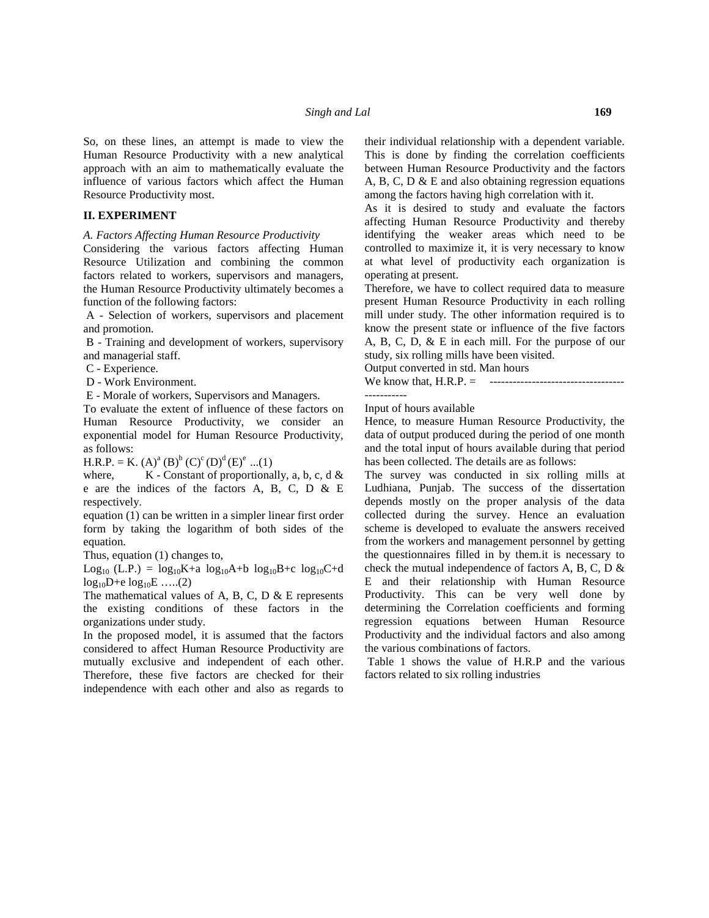So, on these lines, an attempt is made to view the Human Resource Productivity with a new analytical approach with an aim to mathematically evaluate the influence of various factors which affect the Human Resource Productivity most.

## II. EXPERIMENT

*A. Factors Affecting Human Resource Productivity*

Considering the various factors affecting Human Resource Utilization and combining the common factors related to workers, supervisors and managers, the Human Resource Productivity ultimately becomes a function of the following factors:

A - Selection of workers, supervisors and placement and promotion.

B - Training and development of workers, supervisory and managerial staff.

C - Experience.

D - Work Environment.

E - Morale of workers, Supervisors and Managers.

To evaluate the extent of influence of these factors on Human Resource Productivity, we consider an exponential model for Human Resource Productivity, as follows:

$$\text{H.R.P.} = K.\,(A)^{a}\,(B)^{b}\,(C)^{c}\,(D)^{d}\,(E)^{e} \quad ...(1)$$

where, K - Constant of proportionally, a, b, c, d & e are the indices of the factors A, B, C, D & E respectively.

equation (1) can be written in a simpler linear first order form by taking the logarithm of both sides of the equation.

Thus, equation (1) changes to,

$$\text{Log}_{10}\,(\text{L.P.}) = \log_{10}K + a\,\log_{10}A + b\,\log_{10}B + c\,\log_{10}C + d\,\log_{10}D + e\,\log_{10}E \quad .....(2)$$

The mathematical values of A, B, C, D & E represents the existing conditions of these factors in the organizations under study.

In the proposed model, it is assumed that the factors considered to affect Human Resource Productivity are mutually exclusive and independent of each other. Therefore, these five factors are checked for their independence with each other and also as regards to their individual relationship with a dependent variable. This is done by finding the correlation coefficients between Human Resource Productivity and the factors A, B, C, D & E and also obtaining regression equations among the factors having high correlation with it.

As it is desired to study and evaluate the factors affecting Human Resource Productivity and thereby identifying the weaker areas which need to be controlled to maximize it, it is very necessary to know at what level of productivity each organization is operating at present.

Therefore, we have to collect required data to measure present Human Resource Productivity in each rolling mill under study. The other information required is to know the present state or influence of the five factors A, B, C, D, & E in each mill. For the purpose of our study, six rolling mills have been visited.

$$\text{We know that, H.R.P.} = \frac{\text{Output converted in std. Man hours}}{\text{Input of hours available}}$$

Hence, to measure Human Resource Productivity, the data of output produced during the period of one month and the total input of hours available during that period has been collected. The details are as follows:

The survey was conducted in six rolling mills at Ludhiana, Punjab. The success of the dissertation depends mostly on the proper analysis of the data collected during the survey. Hence an evaluation scheme is developed to evaluate the answers received from the workers and management personnel by getting the questionnaires filled in by them.it is necessary to check the mutual independence of factors A, B, C, D & E and their relationship with Human Resource Productivity. This can be very well done by determining the Correlation coefficients and forming regression equations between Human Resource Productivity and the individual factors and also among the various combinations of factors.

Table 1 shows the value of H.R.P and the various factors related to six rolling industries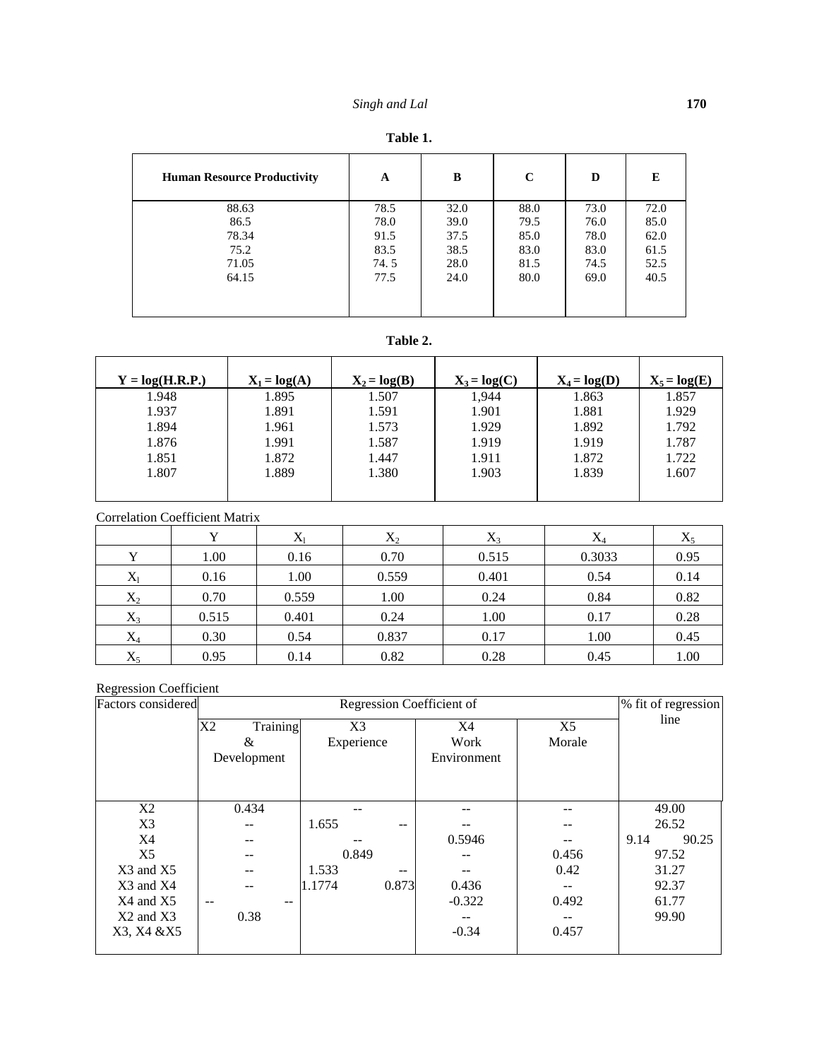**Table 1.**

| Human Resource Productivity | A | B | C | D | E |
|---|---|---|---|---|---|
| 88.63 | 78.5 | 32.0 | 88.0 | 73.0 | 72.0 |
| 86.5 | 78.0 | 39.0 | 79.5 | 76.0 | 85.0 |
| 78.34 | 91.5 | 37.5 | 85.0 | 78.0 | 62.0 |
| 75.2 | 83.5 | 38.5 | 83.0 | 83.0 | 61.5 |
| 71.05 | 74. 5 | 28.0 | 81.5 | 74.5 | 52.5 |
| 64.15 | 77.5 | 24.0 | 80.0 | 69.0 | 40.5 |

**Table 2.**

| Y = log(H.R.P.) | $X_1$ = log(A) | $X_2$ = log(B) | $X_3$ = log(C) | $X_4$ = log(D) | $X_5$ = log(E) |
|---|---|---|---|---|---|
| 1.948 | 1.895 | 1.507 | 1,944 | 1.863 | 1.857 |
| 1.937 | 1.891 | 1.591 | 1.901 | 1.881 | 1.929 |
| 1.894 | 1.961 | 1.573 | 1.929 | 1.892 | 1.792 |
| 1.876 | 1.991 | 1.587 | 1.919 | 1.919 | 1.787 |
| 1.851 | 1.872 | 1.447 | 1.911 | 1.872 | 1.722 |
| 1.807 | 1.889 | 1.380 | 1.903 | 1.839 | 1.607 |

Correlation Coefficient Matrix

| | Y | $X_1$ | $X_2$ | $X_3$ | $X_4$ | $X_5$ |
|---|---|---|---|---|---|---|
| Y | 1.00 | 0.16 | 0.70 | 0.515 | 0.3033 | 0.95 |
| $X_1$ | 0.16 | 1.00 | 0.559 | 0.401 | 0.54 | 0.14 |
| $X_2$ | 0.70 | 0.559 | 1.00 | 0.24 | 0.84 | 0.82 |
| $X_3$ | 0.515 | 0.401 | 0.24 | 1.00 | 0.17 | 0.28 |
| $X_4$ | 0.30 | 0.54 | 0.837 | 0.17 | 1.00 | 0.45 |
| $X_5$ | 0.95 | 0.14 | 0.82 | 0.28 | 0.45 | 1.00 |

Regression Coefficient

| Factors considered | Regression Coefficient of | | | | % fit of regression line |
|---|---|---|---|---|---|
| | X2 Training & Development | X3 Experience | X4 Work Environment | X5 Morale | |
| X2 | 0.434 | -- | -- | -- | 49.00 |
| X3 | -- | 1.655 -- | -- | -- | 26.52 |
| X4 | -- | -- | 0.5946 | -- | 9.14 90.25 |
| X5 | -- | 0.849 | -- | 0.456 | 97.52 |
| X3 and X5 | -- | 1.533 -- | -- | 0.42 | 31.27 |
| X3 and X4 | -- | 1.1774 0.873 | 0.436 | -- | 92.37 |
| X4 and X5 | -- -- | | -0.322 | 0.492 | 61.77 |
| X2 and X3 | 0.38 | | -- | -- | 99.90 |
| X3, X4 &X5 | | | -0.34 | 0.457 | |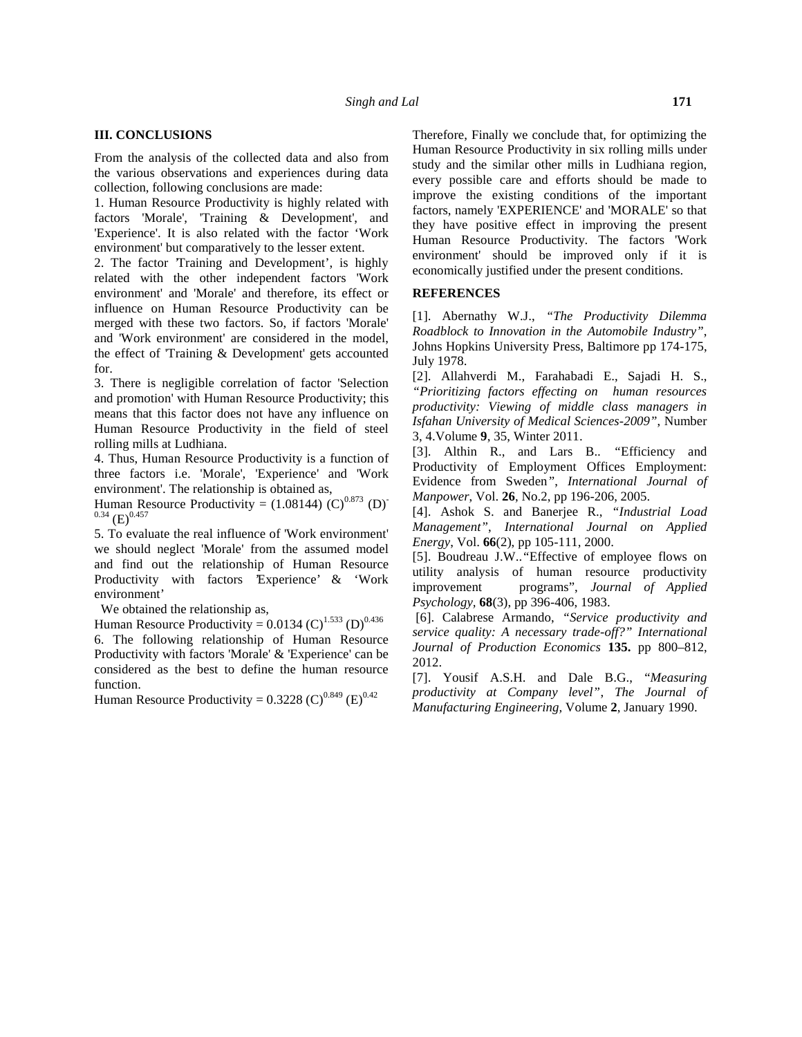### III. CONCLUSIONS

From the analysis of the collected data and also from the various observations and experiences during data collection, following conclusions are made:

1. Human Resource Productivity is highly related with factors 'Morale', 'Training & Development', and 'Experience'. It is also related with the factor 'Work environment' but comparatively to the lesser extent.

2. The factor 'Training and Development', is highly related with the other independent factors 'Work environment' and 'Morale' and therefore, its effect or influence on Human Resource Productivity can be merged with these two factors. So, if factors 'Morale' and 'Work environment' are considered in the model, the effect of 'Training & Development' gets accounted for.

3. There is negligible correlation of factor 'Selection and promotion' with Human Resource Productivity; this means that this factor does not have any influence on Human Resource Productivity in the field of steel rolling mills at Ludhiana.

4. Thus, Human Resource Productivity is a function of three factors i.e. 'Morale', 'Experience' and 'Work environment'. The relationship is obtained as,

Human Resource Productivity = $(1.08144)\ (C)^{0.873}\ (D)^{-0.34}\ (E)^{0.457}$

5. To evaluate the real influence of 'Work environment' we should neglect 'Morale' from the assumed model and find out the relationship of Human Resource Productivity with factors 'Experience' & 'Work environment'

We obtained the relationship as,

Human Resource Productivity = $0.0134\ (C)^{1.533}\ (D)^{0.436}$

6. The following relationship of Human Resource Productivity with factors 'Morale' & 'Experience' can be considered as the best to define the human resource function.

Human Resource Productivity = $0.3228\ (C)^{0.849}\ (E)^{0.42}$

Therefore, Finally we conclude that, for optimizing the Human Resource Productivity in six rolling mills under study and the similar other mills in Ludhiana region, every possible care and efforts should be made to improve the existing conditions of the important factors, namely 'EXPERIENCE' and 'MORALE' so that they have positive effect in improving the present Human Resource Productivity. The factors 'Work environment' should be improved only if it is economically justified under the present conditions.

### REFERENCES

[1]. Abernathy W.J., *"The Productivity Dilemma Roadblock to Innovation in the Automobile Industry"*, Johns Hopkins University Press, Baltimore pp 174-175, July 1978.

[2]. Allahverdi M., Farahabadi E., Sajadi H. S., *"Prioritizing factors effecting on human resources productivity: Viewing of middle class managers in Isfahan University of Medical Sciences-2009"*, Number 3, 4.Volume **9**, 35, Winter 2011.

[3]. Althin R., and Lars B.. "Efficiency and Productivity of Employment Offices Employment: Evidence from Sweden*"*, *International Journal of Manpower*, Vol. **26**, No.2, pp 196-206, 2005.

[4]. Ashok S. and Banerjee R., "*Industrial Load Management", International Journal on Applied Energy*, Vol. **66**(2), pp 105-111, 2000.

[5]. Boudreau J.W..*"*Effective of employee flows on utility analysis of human resource productivity improvement programs", *Journal of Applied Psychology*, **68**(3), pp 396-406, 1983.

[6]. Calabrese Armando, *"Service productivity and service quality: A necessary trade-off?" International Journal of Production Economics* **135.** pp 800–812, 2012.

[7]. Yousif A.S.H. and Dale B.G., "*Measuring productivity at Company level", The Journal of Manufacturing Engineering*, Volume **2**, January 1990.